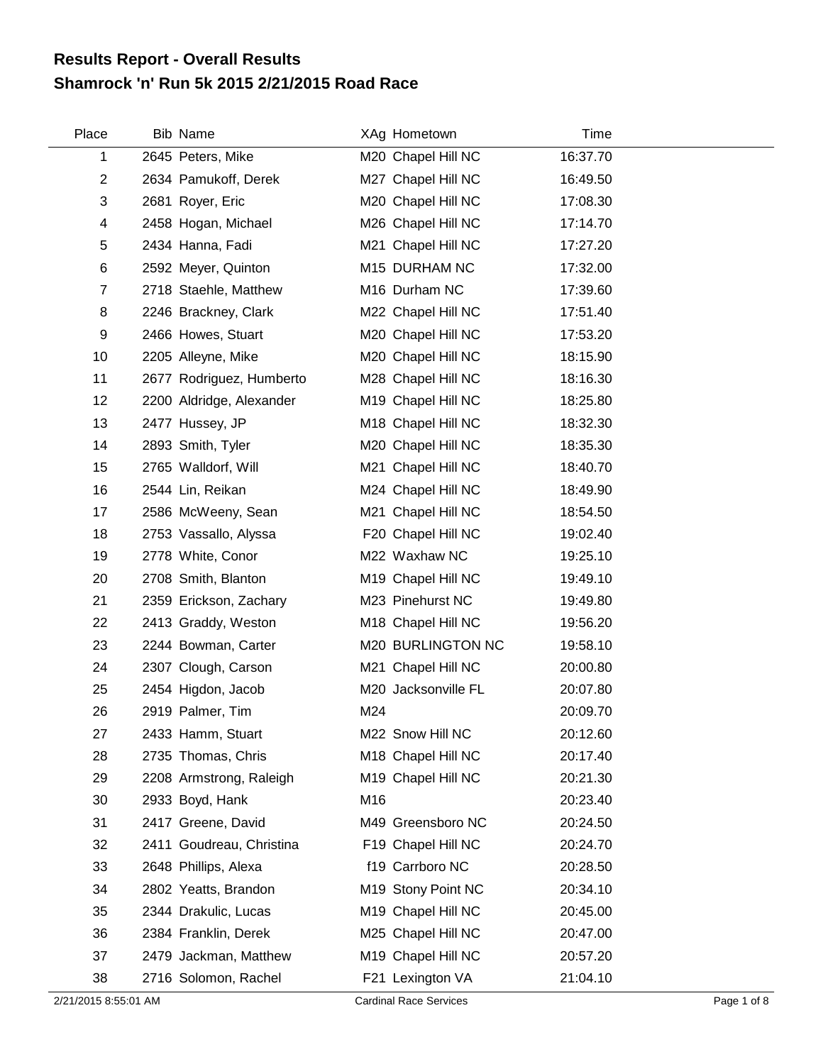# Results Report - Overall Results
## Shamrock 'n' Run 5k 2015 2/21/2015 Road Race

| Place | Bib | Name | XAg | Hometown | Time |
|---|---|---|---|---|---|
| 1 | 2645 | Peters, Mike | M20 | Chapel Hill NC | 16:37.70 |
| 2 | 2634 | Pamukoff, Derek | M27 | Chapel Hill NC | 16:49.50 |
| 3 | 2681 | Royer, Eric | M20 | Chapel Hill NC | 17:08.30 |
| 4 | 2458 | Hogan, Michael | M26 | Chapel Hill NC | 17:14.70 |
| 5 | 2434 | Hanna, Fadi | M21 | Chapel Hill NC | 17:27.20 |
| 6 | 2592 | Meyer, Quinton | M15 | DURHAM NC | 17:32.00 |
| 7 | 2718 | Staehle, Matthew | M16 | Durham NC | 17:39.60 |
| 8 | 2246 | Brackney, Clark | M22 | Chapel Hill NC | 17:51.40 |
| 9 | 2466 | Howes, Stuart | M20 | Chapel Hill NC | 17:53.20 |
| 10 | 2205 | Alleyne, Mike | M20 | Chapel Hill NC | 18:15.90 |
| 11 | 2677 | Rodriguez, Humberto | M28 | Chapel Hill NC | 18:16.30 |
| 12 | 2200 | Aldridge, Alexander | M19 | Chapel Hill NC | 18:25.80 |
| 13 | 2477 | Hussey, JP | M18 | Chapel Hill NC | 18:32.30 |
| 14 | 2893 | Smith, Tyler | M20 | Chapel Hill NC | 18:35.30 |
| 15 | 2765 | Walldorf, Will | M21 | Chapel Hill NC | 18:40.70 |
| 16 | 2544 | Lin, Reikan | M24 | Chapel Hill NC | 18:49.90 |
| 17 | 2586 | McWeeny, Sean | M21 | Chapel Hill NC | 18:54.50 |
| 18 | 2753 | Vassallo, Alyssa | F20 | Chapel Hill NC | 19:02.40 |
| 19 | 2778 | White, Conor | M22 | Waxhaw NC | 19:25.10 |
| 20 | 2708 | Smith, Blanton | M19 | Chapel Hill NC | 19:49.10 |
| 21 | 2359 | Erickson, Zachary | M23 | Pinehurst NC | 19:49.80 |
| 22 | 2413 | Graddy, Weston | M18 | Chapel Hill NC | 19:56.20 |
| 23 | 2244 | Bowman, Carter | M20 | BURLINGTON NC | 19:58.10 |
| 24 | 2307 | Clough, Carson | M21 | Chapel Hill NC | 20:00.80 |
| 25 | 2454 | Higdon, Jacob | M20 | Jacksonville FL | 20:07.80 |
| 26 | 2919 | Palmer, Tim | M24 | | 20:09.70 |
| 27 | 2433 | Hamm, Stuart | M22 | Snow Hill NC | 20:12.60 |
| 28 | 2735 | Thomas, Chris | M18 | Chapel Hill NC | 20:17.40 |
| 29 | 2208 | Armstrong, Raleigh | M19 | Chapel Hill NC | 20:21.30 |
| 30 | 2933 | Boyd, Hank | M16 | | 20:23.40 |
| 31 | 2417 | Greene, David | M49 | Greensboro NC | 20:24.50 |
| 32 | 2411 | Goudreau, Christina | F19 | Chapel Hill NC | 20:24.70 |
| 33 | 2648 | Phillips, Alexa | f19 | Carrboro NC | 20:28.50 |
| 34 | 2802 | Yeatts, Brandon | M19 | Stony Point NC | 20:34.10 |
| 35 | 2344 | Drakulic, Lucas | M19 | Chapel Hill NC | 20:45.00 |
| 36 | 2384 | Franklin, Derek | M25 | Chapel Hill NC | 20:47.00 |
| 37 | 2479 | Jackman, Matthew | M19 | Chapel Hill NC | 20:57.20 |
| 38 | 2716 | Solomon, Rachel | F21 | Lexington VA | 21:04.10 |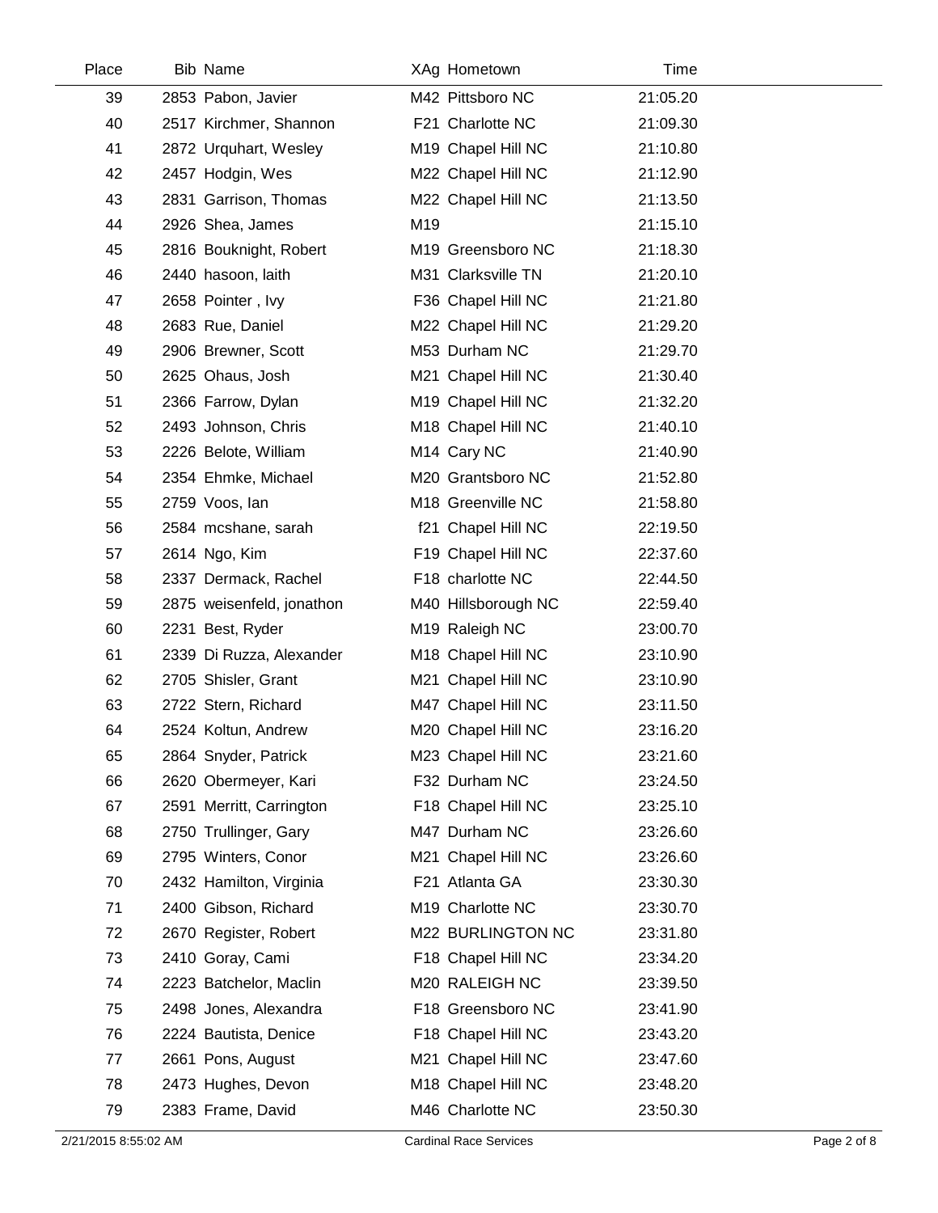| Place | Bib | Name | XAg | Hometown | Time |
|---|---|---|---|---|---|
| 39 | 2853 | Pabon, Javier | M42 | Pittsboro NC | 21:05.20 |
| 40 | 2517 | Kirchmer, Shannon | F21 | Charlotte NC | 21:09.30 |
| 41 | 2872 | Urquhart, Wesley | M19 | Chapel Hill NC | 21:10.80 |
| 42 | 2457 | Hodgin, Wes | M22 | Chapel Hill NC | 21:12.90 |
| 43 | 2831 | Garrison, Thomas | M22 | Chapel Hill NC | 21:13.50 |
| 44 | 2926 | Shea, James | M19 | | 21:15.10 |
| 45 | 2816 | Bouknight, Robert | M19 | Greensboro NC | 21:18.30 |
| 46 | 2440 | hasoon, laith | M31 | Clarksville TN | 21:20.10 |
| 47 | 2658 | Pointer , Ivy | F36 | Chapel Hill NC | 21:21.80 |
| 48 | 2683 | Rue, Daniel | M22 | Chapel Hill NC | 21:29.20 |
| 49 | 2906 | Brewner, Scott | M53 | Durham NC | 21:29.70 |
| 50 | 2625 | Ohaus, Josh | M21 | Chapel Hill NC | 21:30.40 |
| 51 | 2366 | Farrow, Dylan | M19 | Chapel Hill NC | 21:32.20 |
| 52 | 2493 | Johnson, Chris | M18 | Chapel Hill NC | 21:40.10 |
| 53 | 2226 | Belote, William | M14 | Cary NC | 21:40.90 |
| 54 | 2354 | Ehmke, Michael | M20 | Grantsboro NC | 21:52.80 |
| 55 | 2759 | Voos, Ian | M18 | Greenville NC | 21:58.80 |
| 56 | 2584 | mcshane, sarah | f21 | Chapel Hill NC | 22:19.50 |
| 57 | 2614 | Ngo, Kim | F19 | Chapel Hill NC | 22:37.60 |
| 58 | 2337 | Dermack, Rachel | F18 | charlotte NC | 22:44.50 |
| 59 | 2875 | weisenfeld, jonathon | M40 | Hillsborough NC | 22:59.40 |
| 60 | 2231 | Best, Ryder | M19 | Raleigh NC | 23:00.70 |
| 61 | 2339 | Di Ruzza, Alexander | M18 | Chapel Hill NC | 23:10.90 |
| 62 | 2705 | Shisler, Grant | M21 | Chapel Hill NC | 23:10.90 |
| 63 | 2722 | Stern, Richard | M47 | Chapel Hill NC | 23:11.50 |
| 64 | 2524 | Koltun, Andrew | M20 | Chapel Hill NC | 23:16.20 |
| 65 | 2864 | Snyder, Patrick | M23 | Chapel Hill NC | 23:21.60 |
| 66 | 2620 | Obermeyer, Kari | F32 | Durham NC | 23:24.50 |
| 67 | 2591 | Merritt, Carrington | F18 | Chapel Hill NC | 23:25.10 |
| 68 | 2750 | Trullinger, Gary | M47 | Durham NC | 23:26.60 |
| 69 | 2795 | Winters, Conor | M21 | Chapel Hill NC | 23:26.60 |
| 70 | 2432 | Hamilton, Virginia | F21 | Atlanta GA | 23:30.30 |
| 71 | 2400 | Gibson, Richard | M19 | Charlotte NC | 23:30.70 |
| 72 | 2670 | Register, Robert | M22 | BURLINGTON NC | 23:31.80 |
| 73 | 2410 | Goray, Cami | F18 | Chapel Hill NC | 23:34.20 |
| 74 | 2223 | Batchelor, Maclin | M20 | RALEIGH NC | 23:39.50 |
| 75 | 2498 | Jones, Alexandra | F18 | Greensboro NC | 23:41.90 |
| 76 | 2224 | Bautista, Denice | F18 | Chapel Hill NC | 23:43.20 |
| 77 | 2661 | Pons, August | M21 | Chapel Hill NC | 23:47.60 |
| 78 | 2473 | Hughes, Devon | M18 | Chapel Hill NC | 23:48.20 |
| 79 | 2383 | Frame, David | M46 | Charlotte NC | 23:50.30 |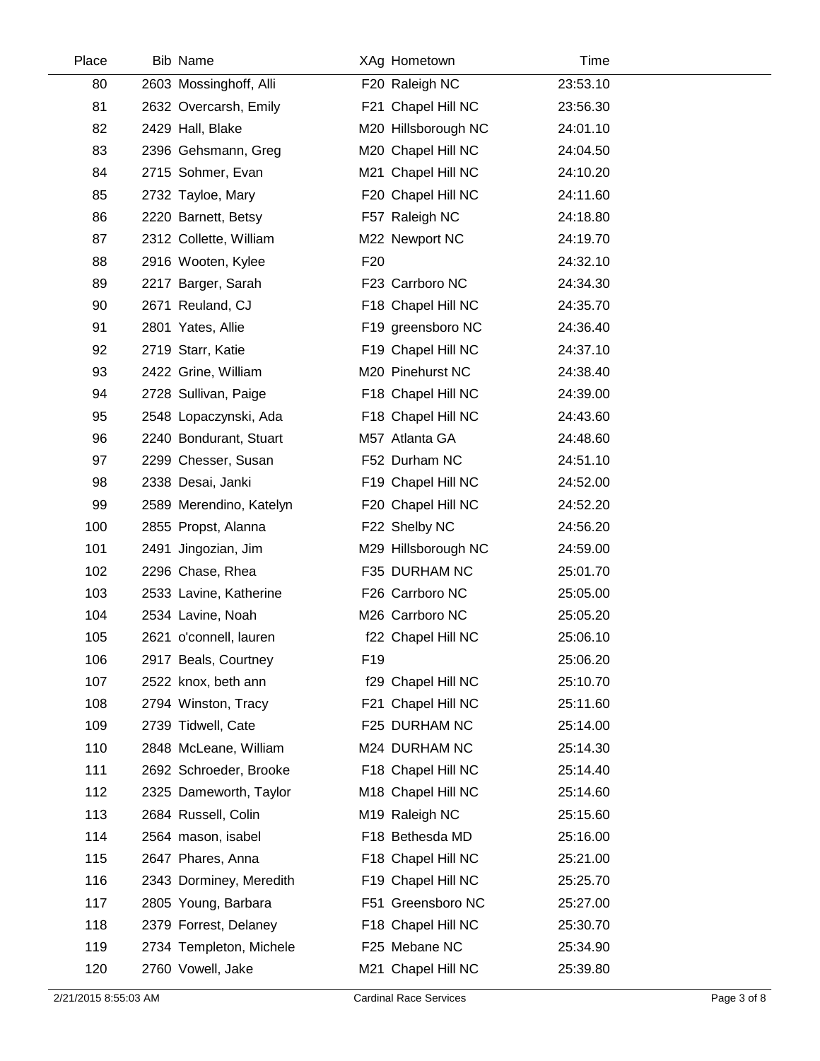| Place | Bib | Name | XAg | Hometown | Time |
|---|---|---|---|---|---|
| 80 | 2603 | Mossinghoff, Alli | F20 | Raleigh NC | 23:53.10 |
| 81 | 2632 | Overcarsh, Emily | F21 | Chapel Hill NC | 23:56.30 |
| 82 | 2429 | Hall, Blake | M20 | Hillsborough NC | 24:01.10 |
| 83 | 2396 | Gehsmann, Greg | M20 | Chapel Hill NC | 24:04.50 |
| 84 | 2715 | Sohmer, Evan | M21 | Chapel Hill NC | 24:10.20 |
| 85 | 2732 | Tayloe, Mary | F20 | Chapel Hill NC | 24:11.60 |
| 86 | 2220 | Barnett, Betsy | F57 | Raleigh NC | 24:18.80 |
| 87 | 2312 | Collette, William | M22 | Newport NC | 24:19.70 |
| 88 | 2916 | Wooten, Kylee | F20 | | 24:32.10 |
| 89 | 2217 | Barger, Sarah | F23 | Carrboro NC | 24:34.30 |
| 90 | 2671 | Reuland, CJ | F18 | Chapel Hill NC | 24:35.70 |
| 91 | 2801 | Yates, Allie | F19 | greensboro NC | 24:36.40 |
| 92 | 2719 | Starr, Katie | F19 | Chapel Hill NC | 24:37.10 |
| 93 | 2422 | Grine, William | M20 | Pinehurst NC | 24:38.40 |
| 94 | 2728 | Sullivan, Paige | F18 | Chapel Hill NC | 24:39.00 |
| 95 | 2548 | Lopaczynski, Ada | F18 | Chapel Hill NC | 24:43.60 |
| 96 | 2240 | Bondurant, Stuart | M57 | Atlanta GA | 24:48.60 |
| 97 | 2299 | Chesser, Susan | F52 | Durham NC | 24:51.10 |
| 98 | 2338 | Desai, Janki | F19 | Chapel Hill NC | 24:52.00 |
| 99 | 2589 | Merendino, Katelyn | F20 | Chapel Hill NC | 24:52.20 |
| 100 | 2855 | Propst, Alanna | F22 | Shelby NC | 24:56.20 |
| 101 | 2491 | Jingozian, Jim | M29 | Hillsborough NC | 24:59.00 |
| 102 | 2296 | Chase, Rhea | F35 | DURHAM NC | 25:01.70 |
| 103 | 2533 | Lavine, Katherine | F26 | Carrboro NC | 25:05.00 |
| 104 | 2534 | Lavine, Noah | M26 | Carrboro NC | 25:05.20 |
| 105 | 2621 | o'connell, lauren | f22 | Chapel Hill NC | 25:06.10 |
| 106 | 2917 | Beals, Courtney | F19 | | 25:06.20 |
| 107 | 2522 | knox, beth ann | f29 | Chapel Hill NC | 25:10.70 |
| 108 | 2794 | Winston, Tracy | F21 | Chapel Hill NC | 25:11.60 |
| 109 | 2739 | Tidwell, Cate | F25 | DURHAM NC | 25:14.00 |
| 110 | 2848 | McLeane, William | M24 | DURHAM NC | 25:14.30 |
| 111 | 2692 | Schroeder, Brooke | F18 | Chapel Hill NC | 25:14.40 |
| 112 | 2325 | Dameworth, Taylor | M18 | Chapel Hill NC | 25:14.60 |
| 113 | 2684 | Russell, Colin | M19 | Raleigh NC | 25:15.60 |
| 114 | 2564 | mason, isabel | F18 | Bethesda MD | 25:16.00 |
| 115 | 2647 | Phares, Anna | F18 | Chapel Hill NC | 25:21.00 |
| 116 | 2343 | Dorminey, Meredith | F19 | Chapel Hill NC | 25:25.70 |
| 117 | 2805 | Young, Barbara | F51 | Greensboro NC | 25:27.00 |
| 118 | 2379 | Forrest, Delaney | F18 | Chapel Hill NC | 25:30.70 |
| 119 | 2734 | Templeton, Michele | F25 | Mebane NC | 25:34.90 |
| 120 | 2760 | Vowell, Jake | M21 | Chapel Hill NC | 25:39.80 |

2/21/2015 8:55:03 AM Cardinal Race Services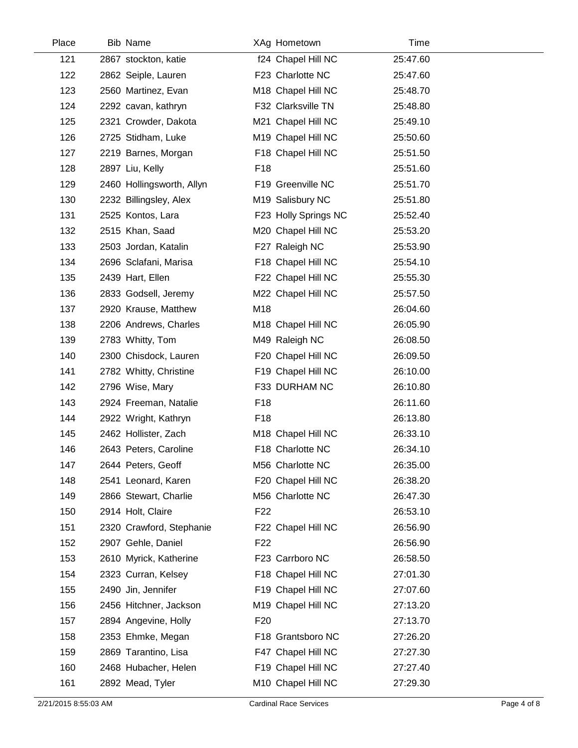| Place | Bib | Name | XAg | Hometown | Time |
|---|---|---|---|---|---|
| 121 | 2867 | stockton, katie | f24 | Chapel Hill NC | 25:47.60 |
| 122 | 2862 | Seiple, Lauren | F23 | Charlotte NC | 25:47.60 |
| 123 | 2560 | Martinez, Evan | M18 | Chapel Hill NC | 25:48.70 |
| 124 | 2292 | cavan, kathryn | F32 | Clarksville TN | 25:48.80 |
| 125 | 2321 | Crowder, Dakota | M21 | Chapel Hill NC | 25:49.10 |
| 126 | 2725 | Stidham, Luke | M19 | Chapel Hill NC | 25:50.60 |
| 127 | 2219 | Barnes, Morgan | F18 | Chapel Hill NC | 25:51.50 |
| 128 | 2897 | Liu, Kelly | F18 | | 25:51.60 |
| 129 | 2460 | Hollingsworth, Allyn | F19 | Greenville NC | 25:51.70 |
| 130 | 2232 | Billingsley, Alex | M19 | Salisbury NC | 25:51.80 |
| 131 | 2525 | Kontos, Lara | F23 | Holly Springs NC | 25:52.40 |
| 132 | 2515 | Khan, Saad | M20 | Chapel Hill NC | 25:53.20 |
| 133 | 2503 | Jordan, Katalin | F27 | Raleigh NC | 25:53.90 |
| 134 | 2696 | Sclafani, Marisa | F18 | Chapel Hill NC | 25:54.10 |
| 135 | 2439 | Hart, Ellen | F22 | Chapel Hill NC | 25:55.30 |
| 136 | 2833 | Godsell, Jeremy | M22 | Chapel Hill NC | 25:57.50 |
| 137 | 2920 | Krause, Matthew | M18 | | 26:04.60 |
| 138 | 2206 | Andrews, Charles | M18 | Chapel Hill NC | 26:05.90 |
| 139 | 2783 | Whitty, Tom | M49 | Raleigh NC | 26:08.50 |
| 140 | 2300 | Chisdock, Lauren | F20 | Chapel Hill NC | 26:09.50 |
| 141 | 2782 | Whitty, Christine | F19 | Chapel Hill NC | 26:10.00 |
| 142 | 2796 | Wise, Mary | F33 | DURHAM NC | 26:10.80 |
| 143 | 2924 | Freeman, Natalie | F18 | | 26:11.60 |
| 144 | 2922 | Wright, Kathryn | F18 | | 26:13.80 |
| 145 | 2462 | Hollister, Zach | M18 | Chapel Hill NC | 26:33.10 |
| 146 | 2643 | Peters, Caroline | F18 | Charlotte NC | 26:34.10 |
| 147 | 2644 | Peters, Geoff | M56 | Charlotte NC | 26:35.00 |
| 148 | 2541 | Leonard, Karen | F20 | Chapel Hill NC | 26:38.20 |
| 149 | 2866 | Stewart, Charlie | M56 | Charlotte NC | 26:47.30 |
| 150 | 2914 | Holt, Claire | F22 | | 26:53.10 |
| 151 | 2320 | Crawford, Stephanie | F22 | Chapel Hill NC | 26:56.90 |
| 152 | 2907 | Gehle, Daniel | F22 | | 26:56.90 |
| 153 | 2610 | Myrick, Katherine | F23 | Carrboro NC | 26:58.50 |
| 154 | 2323 | Curran, Kelsey | F18 | Chapel Hill NC | 27:01.30 |
| 155 | 2490 | Jin, Jennifer | F19 | Chapel Hill NC | 27:07.60 |
| 156 | 2456 | Hitchner, Jackson | M19 | Chapel Hill NC | 27:13.20 |
| 157 | 2894 | Angevine, Holly | F20 | | 27:13.70 |
| 158 | 2353 | Ehmke, Megan | F18 | Grantsboro NC | 27:26.20 |
| 159 | 2869 | Tarantino, Lisa | F47 | Chapel Hill NC | 27:27.30 |
| 160 | 2468 | Hubacher, Helen | F19 | Chapel Hill NC | 27:27.40 |
| 161 | 2892 | Mead, Tyler | M10 | Chapel Hill NC | 27:29.30 |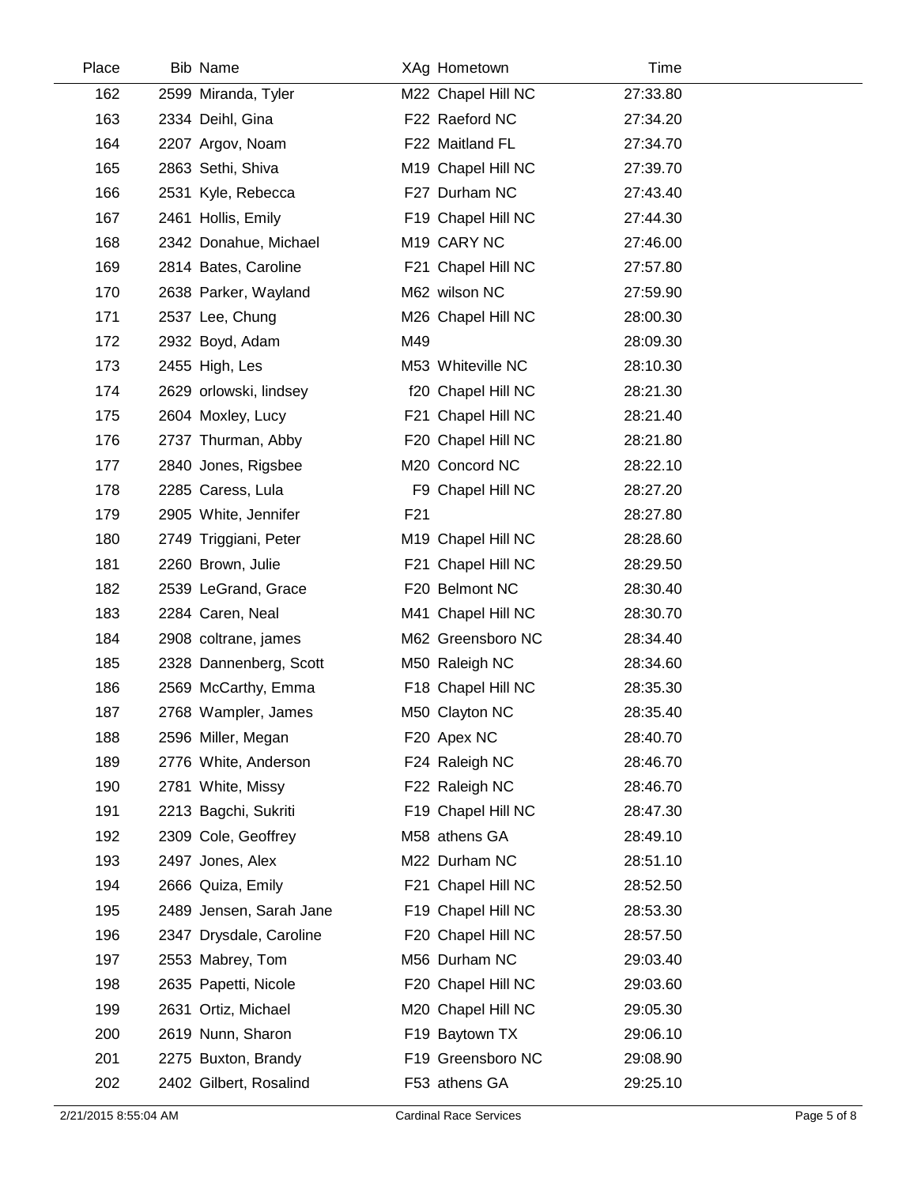| Place | Bib | Name | XAg | Hometown | Time |
|---|---|---|---|---|---|
| 162 | 2599 | Miranda, Tyler | M22 | Chapel Hill NC | 27:33.80 |
| 163 | 2334 | Deihl, Gina | F22 | Raeford NC | 27:34.20 |
| 164 | 2207 | Argov, Noam | F22 | Maitland FL | 27:34.70 |
| 165 | 2863 | Sethi, Shiva | M19 | Chapel Hill NC | 27:39.70 |
| 166 | 2531 | Kyle, Rebecca | F27 | Durham NC | 27:43.40 |
| 167 | 2461 | Hollis, Emily | F19 | Chapel Hill NC | 27:44.30 |
| 168 | 2342 | Donahue, Michael | M19 | CARY NC | 27:46.00 |
| 169 | 2814 | Bates, Caroline | F21 | Chapel Hill NC | 27:57.80 |
| 170 | 2638 | Parker, Wayland | M62 | wilson NC | 27:59.90 |
| 171 | 2537 | Lee, Chung | M26 | Chapel Hill NC | 28:00.30 |
| 172 | 2932 | Boyd, Adam | M49 | | 28:09.30 |
| 173 | 2455 | High, Les | M53 | Whiteville NC | 28:10.30 |
| 174 | 2629 | orlowski, lindsey | f20 | Chapel Hill NC | 28:21.30 |
| 175 | 2604 | Moxley, Lucy | F21 | Chapel Hill NC | 28:21.40 |
| 176 | 2737 | Thurman, Abby | F20 | Chapel Hill NC | 28:21.80 |
| 177 | 2840 | Jones, Rigsbee | M20 | Concord NC | 28:22.10 |
| 178 | 2285 | Caress, Lula | F9 | Chapel Hill NC | 28:27.20 |
| 179 | 2905 | White, Jennifer | F21 | | 28:27.80 |
| 180 | 2749 | Triggiani, Peter | M19 | Chapel Hill NC | 28:28.60 |
| 181 | 2260 | Brown, Julie | F21 | Chapel Hill NC | 28:29.50 |
| 182 | 2539 | LeGrand, Grace | F20 | Belmont NC | 28:30.40 |
| 183 | 2284 | Caren, Neal | M41 | Chapel Hill NC | 28:30.70 |
| 184 | 2908 | coltrane, james | M62 | Greensboro NC | 28:34.40 |
| 185 | 2328 | Dannenberg, Scott | M50 | Raleigh NC | 28:34.60 |
| 186 | 2569 | McCarthy, Emma | F18 | Chapel Hill NC | 28:35.30 |
| 187 | 2768 | Wampler, James | M50 | Clayton NC | 28:35.40 |
| 188 | 2596 | Miller, Megan | F20 | Apex NC | 28:40.70 |
| 189 | 2776 | White, Anderson | F24 | Raleigh NC | 28:46.70 |
| 190 | 2781 | White, Missy | F22 | Raleigh NC | 28:46.70 |
| 191 | 2213 | Bagchi, Sukriti | F19 | Chapel Hill NC | 28:47.30 |
| 192 | 2309 | Cole, Geoffrey | M58 | athens GA | 28:49.10 |
| 193 | 2497 | Jones, Alex | M22 | Durham NC | 28:51.10 |
| 194 | 2666 | Quiza, Emily | F21 | Chapel Hill NC | 28:52.50 |
| 195 | 2489 | Jensen, Sarah Jane | F19 | Chapel Hill NC | 28:53.30 |
| 196 | 2347 | Drysdale, Caroline | F20 | Chapel Hill NC | 28:57.50 |
| 197 | 2553 | Mabrey, Tom | M56 | Durham NC | 29:03.40 |
| 198 | 2635 | Papetti, Nicole | F20 | Chapel Hill NC | 29:03.60 |
| 199 | 2631 | Ortiz, Michael | M20 | Chapel Hill NC | 29:05.30 |
| 200 | 2619 | Nunn, Sharon | F19 | Baytown TX | 29:06.10 |
| 201 | 2275 | Buxton, Brandy | F19 | Greensboro NC | 29:08.90 |
| 202 | 2402 | Gilbert, Rosalind | F53 | athens GA | 29:25.10 |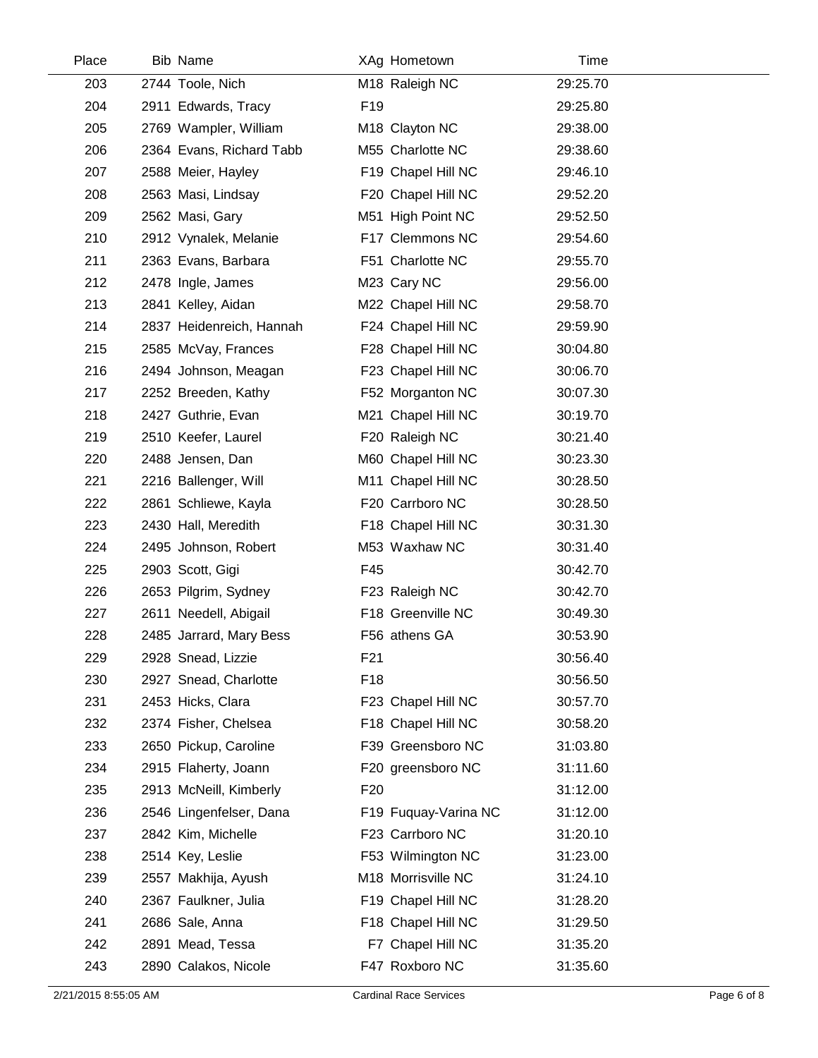| Place | Bib | Name | XAg | Hometown | Time |
|---|---|---|---|---|---|
| 203 | 2744 | Toole, Nich | M18 | Raleigh NC | 29:25.70 |
| 204 | 2911 | Edwards, Tracy | F19 | | 29:25.80 |
| 205 | 2769 | Wampler, William | M18 | Clayton NC | 29:38.00 |
| 206 | 2364 | Evans, Richard Tabb | M55 | Charlotte NC | 29:38.60 |
| 207 | 2588 | Meier, Hayley | F19 | Chapel Hill NC | 29:46.10 |
| 208 | 2563 | Masi, Lindsay | F20 | Chapel Hill NC | 29:52.20 |
| 209 | 2562 | Masi, Gary | M51 | High Point NC | 29:52.50 |
| 210 | 2912 | Vynalek, Melanie | F17 | Clemmons NC | 29:54.60 |
| 211 | 2363 | Evans, Barbara | F51 | Charlotte NC | 29:55.70 |
| 212 | 2478 | Ingle, James | M23 | Cary NC | 29:56.00 |
| 213 | 2841 | Kelley, Aidan | M22 | Chapel Hill NC | 29:58.70 |
| 214 | 2837 | Heidenreich, Hannah | F24 | Chapel Hill NC | 29:59.90 |
| 215 | 2585 | McVay, Frances | F28 | Chapel Hill NC | 30:04.80 |
| 216 | 2494 | Johnson, Meagan | F23 | Chapel Hill NC | 30:06.70 |
| 217 | 2252 | Breeden, Kathy | F52 | Morganton NC | 30:07.30 |
| 218 | 2427 | Guthrie, Evan | M21 | Chapel Hill NC | 30:19.70 |
| 219 | 2510 | Keefer, Laurel | F20 | Raleigh NC | 30:21.40 |
| 220 | 2488 | Jensen, Dan | M60 | Chapel Hill NC | 30:23.30 |
| 221 | 2216 | Ballenger, Will | M11 | Chapel Hill NC | 30:28.50 |
| 222 | 2861 | Schliewe, Kayla | F20 | Carrboro NC | 30:28.50 |
| 223 | 2430 | Hall, Meredith | F18 | Chapel Hill NC | 30:31.30 |
| 224 | 2495 | Johnson, Robert | M53 | Waxhaw NC | 30:31.40 |
| 225 | 2903 | Scott, Gigi | F45 | | 30:42.70 |
| 226 | 2653 | Pilgrim, Sydney | F23 | Raleigh NC | 30:42.70 |
| 227 | 2611 | Needell, Abigail | F18 | Greenville NC | 30:49.30 |
| 228 | 2485 | Jarrard, Mary Bess | F56 | athens GA | 30:53.90 |
| 229 | 2928 | Snead, Lizzie | F21 | | 30:56.40 |
| 230 | 2927 | Snead, Charlotte | F18 | | 30:56.50 |
| 231 | 2453 | Hicks, Clara | F23 | Chapel Hill NC | 30:57.70 |
| 232 | 2374 | Fisher, Chelsea | F18 | Chapel Hill NC | 30:58.20 |
| 233 | 2650 | Pickup, Caroline | F39 | Greensboro NC | 31:03.80 |
| 234 | 2915 | Flaherty, Joann | F20 | greensboro NC | 31:11.60 |
| 235 | 2913 | McNeill, Kimberly | F20 | | 31:12.00 |
| 236 | 2546 | Lingenfelser, Dana | F19 | Fuquay-Varina NC | 31:12.00 |
| 237 | 2842 | Kim, Michelle | F23 | Carrboro NC | 31:20.10 |
| 238 | 2514 | Key, Leslie | F53 | Wilmington NC | 31:23.00 |
| 239 | 2557 | Makhija, Ayush | M18 | Morrisville NC | 31:24.10 |
| 240 | 2367 | Faulkner, Julia | F19 | Chapel Hill NC | 31:28.20 |
| 241 | 2686 | Sale, Anna | F18 | Chapel Hill NC | 31:29.50 |
| 242 | 2891 | Mead, Tessa | F7 | Chapel Hill NC | 31:35.20 |
| 243 | 2890 | Calakos, Nicole | F47 | Roxboro NC | 31:35.60 |

2/21/2015 8:55:05 AM    Cardinal Race Services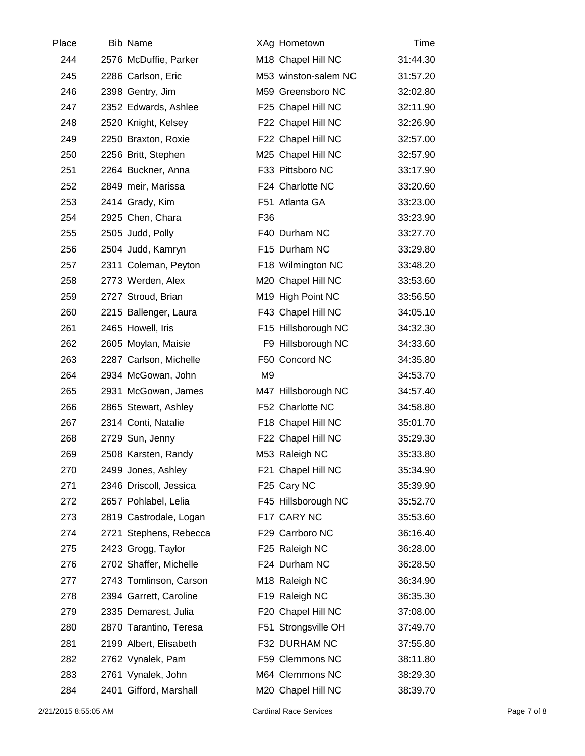| Place | Bib | Name | XAg | Hometown | Time |
|---|---|---|---|---|---|
| 244 | 2576 | McDuffie, Parker | M18 | Chapel Hill NC | 31:44.30 |
| 245 | 2286 | Carlson, Eric | M53 | winston-salem NC | 31:57.20 |
| 246 | 2398 | Gentry, Jim | M59 | Greensboro NC | 32:02.80 |
| 247 | 2352 | Edwards, Ashlee | F25 | Chapel Hill NC | 32:11.90 |
| 248 | 2520 | Knight, Kelsey | F22 | Chapel Hill NC | 32:26.90 |
| 249 | 2250 | Braxton, Roxie | F22 | Chapel Hill NC | 32:57.00 |
| 250 | 2256 | Britt, Stephen | M25 | Chapel Hill NC | 32:57.90 |
| 251 | 2264 | Buckner, Anna | F33 | Pittsboro NC | 33:17.90 |
| 252 | 2849 | meir, Marissa | F24 | Charlotte NC | 33:20.60 |
| 253 | 2414 | Grady, Kim | F51 | Atlanta GA | 33:23.00 |
| 254 | 2925 | Chen, Chara | F36 | | 33:23.90 |
| 255 | 2505 | Judd, Polly | F40 | Durham NC | 33:27.70 |
| 256 | 2504 | Judd, Kamryn | F15 | Durham NC | 33:29.80 |
| 257 | 2311 | Coleman, Peyton | F18 | Wilmington NC | 33:48.20 |
| 258 | 2773 | Werden, Alex | M20 | Chapel Hill NC | 33:53.60 |
| 259 | 2727 | Stroud, Brian | M19 | High Point NC | 33:56.50 |
| 260 | 2215 | Ballenger, Laura | F43 | Chapel Hill NC | 34:05.10 |
| 261 | 2465 | Howell, Iris | F15 | Hillsborough NC | 34:32.30 |
| 262 | 2605 | Moylan, Maisie | F9 | Hillsborough NC | 34:33.60 |
| 263 | 2287 | Carlson, Michelle | F50 | Concord NC | 34:35.80 |
| 264 | 2934 | McGowan, John | M9 | | 34:53.70 |
| 265 | 2931 | McGowan, James | M47 | Hillsborough NC | 34:57.40 |
| 266 | 2865 | Stewart, Ashley | F52 | Charlotte NC | 34:58.80 |
| 267 | 2314 | Conti, Natalie | F18 | Chapel Hill NC | 35:01.70 |
| 268 | 2729 | Sun, Jenny | F22 | Chapel Hill NC | 35:29.30 |
| 269 | 2508 | Karsten, Randy | M53 | Raleigh NC | 35:33.80 |
| 270 | 2499 | Jones, Ashley | F21 | Chapel Hill NC | 35:34.90 |
| 271 | 2346 | Driscoll, Jessica | F25 | Cary NC | 35:39.90 |
| 272 | 2657 | Pohlabel, Lelia | F45 | Hillsborough NC | 35:52.70 |
| 273 | 2819 | Castrodale, Logan | F17 | CARY NC | 35:53.60 |
| 274 | 2721 | Stephens, Rebecca | F29 | Carrboro NC | 36:16.40 |
| 275 | 2423 | Grogg, Taylor | F25 | Raleigh NC | 36:28.00 |
| 276 | 2702 | Shaffer, Michelle | F24 | Durham NC | 36:28.50 |
| 277 | 2743 | Tomlinson, Carson | M18 | Raleigh NC | 36:34.90 |
| 278 | 2394 | Garrett, Caroline | F19 | Raleigh NC | 36:35.30 |
| 279 | 2335 | Demarest, Julia | F20 | Chapel Hill NC | 37:08.00 |
| 280 | 2870 | Tarantino, Teresa | F51 | Strongsville OH | 37:49.70 |
| 281 | 2199 | Albert, Elisabeth | F32 | DURHAM NC | 37:55.80 |
| 282 | 2762 | Vynalek, Pam | F59 | Clemmons NC | 38:11.80 |
| 283 | 2761 | Vynalek, John | M64 | Clemmons NC | 38:29.30 |
| 284 | 2401 | Gifford, Marshall | M20 | Chapel Hill NC | 38:39.70 |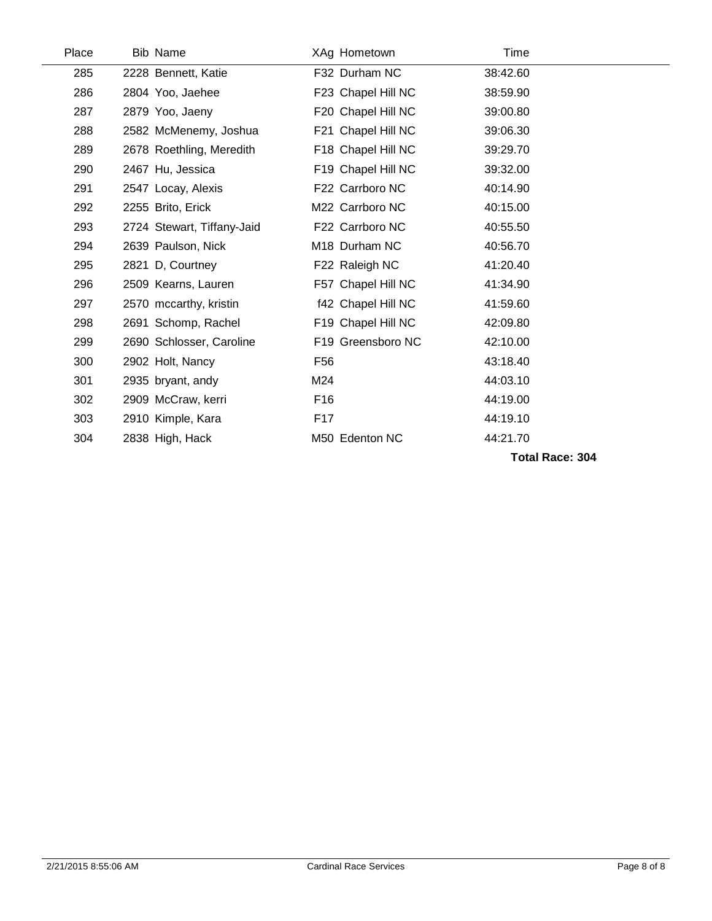| Place | Bib | Name | XAg | Hometown | Time |
|---|---|---|---|---|---|
| 285 | 2228 | Bennett, Katie | F32 | Durham NC | 38:42.60 |
| 286 | 2804 | Yoo, Jaehee | F23 | Chapel Hill NC | 38:59.90 |
| 287 | 2879 | Yoo, Jaeny | F20 | Chapel Hill NC | 39:00.80 |
| 288 | 2582 | McMenemy, Joshua | F21 | Chapel Hill NC | 39:06.30 |
| 289 | 2678 | Roethling, Meredith | F18 | Chapel Hill NC | 39:29.70 |
| 290 | 2467 | Hu, Jessica | F19 | Chapel Hill NC | 39:32.00 |
| 291 | 2547 | Locay, Alexis | F22 | Carrboro NC | 40:14.90 |
| 292 | 2255 | Brito, Erick | M22 | Carrboro NC | 40:15.00 |
| 293 | 2724 | Stewart, Tiffany-Jaid | F22 | Carrboro NC | 40:55.50 |
| 294 | 2639 | Paulson, Nick | M18 | Durham NC | 40:56.70 |
| 295 | 2821 | D, Courtney | F22 | Raleigh NC | 41:20.40 |
| 296 | 2509 | Kearns, Lauren | F57 | Chapel Hill NC | 41:34.90 |
| 297 | 2570 | mccarthy, kristin | f42 | Chapel Hill NC | 41:59.60 |
| 298 | 2691 | Schomp, Rachel | F19 | Chapel Hill NC | 42:09.80 |
| 299 | 2690 | Schlosser, Caroline | F19 | Greensboro NC | 42:10.00 |
| 300 | 2902 | Holt, Nancy | F56 | | 43:18.40 |
| 301 | 2935 | bryant, andy | M24 | | 44:03.10 |
| 302 | 2909 | McCraw, kerri | F16 | | 44:19.00 |
| 303 | 2910 | Kimple, Kara | F17 | | 44:19.10 |
| 304 | 2838 | High, Hack | M50 | Edenton NC | 44:21.70 |

**Total Race: 304**